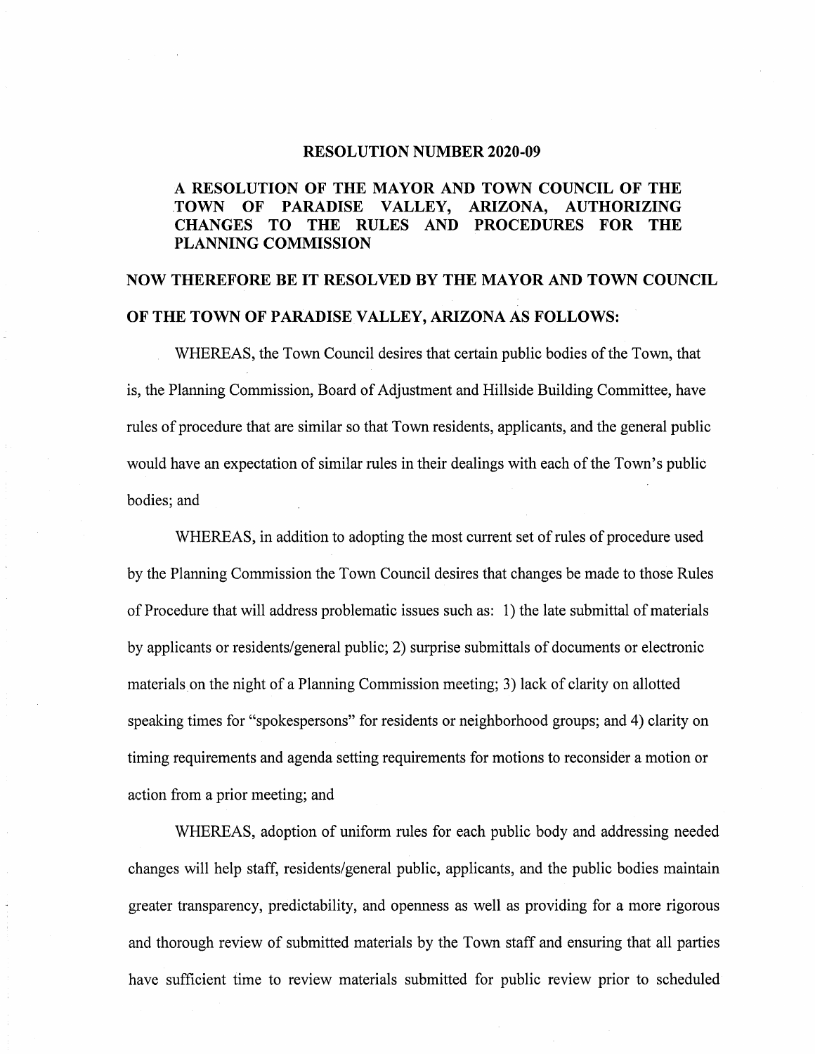# RESOLUTION NUMBER 2020-09

## A RESOLUTION OF THE MAYOR AND TOWN COUNCIL OF THE TOWN OF PARADISE VALLEY, ARIZONA, AUTHORIZING CHANGES TO THE RULES AND PROCEDURES FOR THE PLANNING COMMISSION

**NOW THEREFORE BE IT RESOLVED BY THE MAYOR AND TOWN COUNCIL OF THE TOWN OF PARADISE VALLEY, ARIZONA AS FOLLOWS:**

WHEREAS, the Town Council desires that certain public bodies of the Town, that is, the Planning Commission, Board of Adjustment and Hillside Building Committee, have rules of procedure that are similar so that Town residents, applicants, and the general public would have an expectation of similar rules in their dealings with each of the Town's public bodies; and

WHEREAS, in addition to adopting the most current set of rules of procedure used by the Planning Commission the Town Council desires that changes be made to those Rules of Procedure that will address problematic issues such as: 1) the late submittal of materials by applicants or residents/general public; 2) surprise submittals of documents or electronic materials on the night of a Planning Commission meeting; 3) lack of clarity on allotted speaking times for "spokespersons" for residents or neighborhood groups; and 4) clarity on timing requirements and agenda setting requirements for motions to reconsider a motion or action from a prior meeting; and

WHEREAS, adoption of uniform rules for each public body and addressing needed changes will help staff, residents/general public, applicants, and the public bodies maintain greater transparency, predictability, and openness as well as providing for a more rigorous and thorough review of submitted materials by the Town staff and ensuring that all parties have sufficient time to review materials submitted for public review prior to scheduled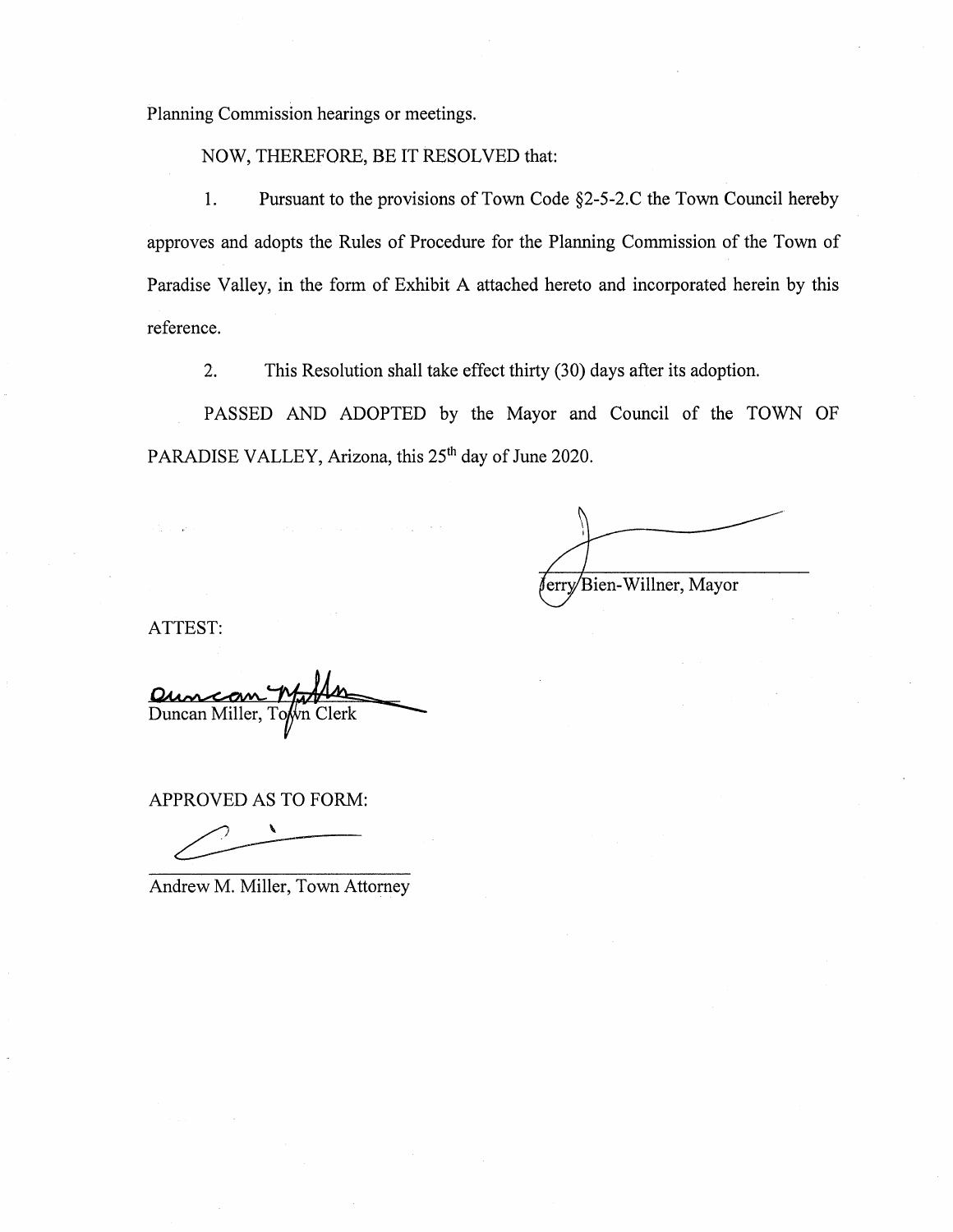Planning Commission hearings or meetings.

NOW, THEREFORE, BE IT RESOLVED that:

1. Pursuant to the provisions of Town Code §2-5-2.C the Town Council hereby approves and adopts the Rules of Procedure for the Planning Commission of the Town of Paradise Valley, in the form of Exhibit A attached hereto and incorporated herein by this reference.

2. This Resolution shall take effect thirty (30) days after its adoption.

PASSED AND ADOPTED by the Mayor and Council of the TOWN OF PARADISE VALLEY, Arizona, this 25th day of June 2020.

Jerry Bien-Willner, Mayor

ATTEST:

Duncan Miller, Town Clerk

APPROVED AS TO FORM:

Andrew M. Miller, Town Attorney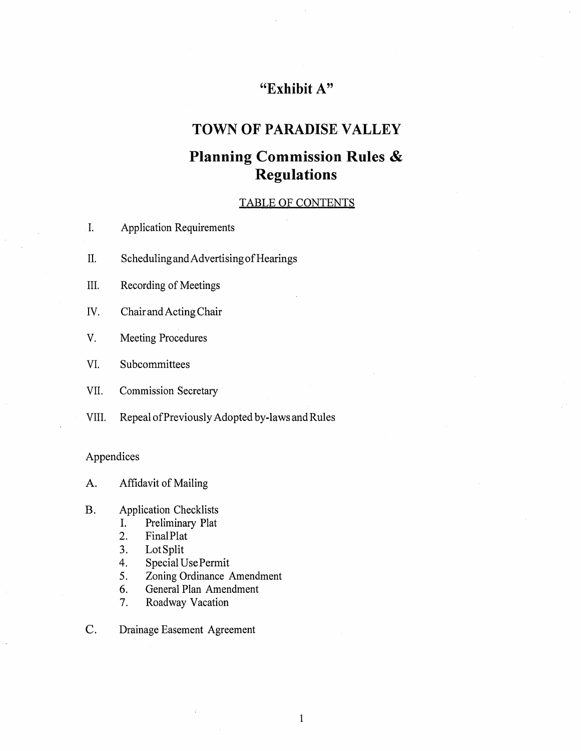# "Exhibit A"

# TOWN OF PARADISE VALLEY

# Planning Commission Rules & Regulations

## TABLE OF CONTENTS

I. Application Requirements

II. Scheduling and Advertising of Hearings

III. Recording of Meetings

IV. Chair and Acting Chair

V. Meeting Procedures

VI. Subcommittees

VII. Commission Secretary

VIII. Repeal of Previously Adopted by-laws and Rules

Appendices

A. Affidavit of Mailing

B. Application Checklists
   1. Preliminary Plat
   2. Final Plat
   3. Lot Split
   4. Special Use Permit
   5. Zoning Ordinance Amendment
   6. General Plan Amendment
   7. Roadway Vacation

C. Drainage Easement Agreement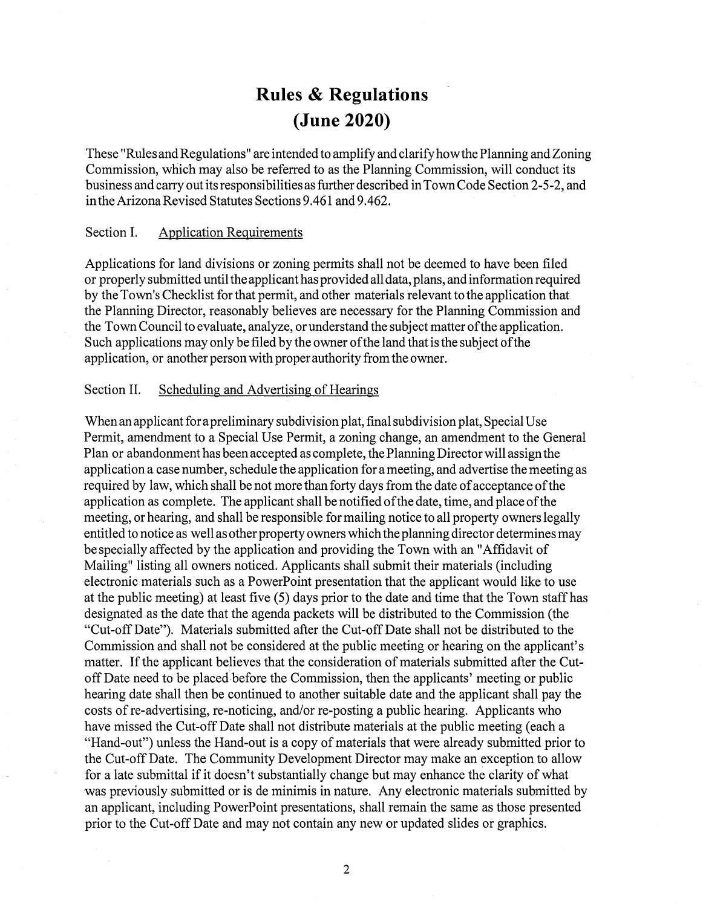# Rules & Regulations
# (June 2020)

These "Rules and Regulations" are intended to amplify and clarify how the Planning and Zoning Commission, which may also be referred to as the Planning Commission, will conduct its business and carry out its responsibilities as further described in Town Code Section 2-5-2, and in the Arizona Revised Statutes Sections 9.461 and 9.462.

## Section I. <u>Application Requirements</u>

Applications for land divisions or zoning permits shall not be deemed to have been filed or properly submitted until the applicant has provided all data, plans, and information required by the Town's Checklist for that permit, and other materials relevant to the application that the Planning Director, reasonably believes are necessary for the Planning Commission and the Town Council to evaluate, analyze, or understand the subject matter of the application. Such applications may only be filed by the owner of the land that is the subject of the application, or another person with proper authority from the owner.

## Section II. <u>Scheduling and Advertising of Hearings</u>

When an applicant for a preliminary subdivision plat, final subdivision plat, Special Use Permit, amendment to a Special Use Permit, a zoning change, an amendment to the General Plan or abandonment has been accepted as complete, the Planning Director will assign the application a case number, schedule the application for a meeting, and advertise the meeting as required by law, which shall be not more than forty days from the date of acceptance of the application as complete. The applicant shall be notified of the date, time, and place of the meeting, or hearing, and shall be responsible for mailing notice to all property owners legally entitled to notice as well as other property owners which the planning director determines may be specially affected by the application and providing the Town with an "Affidavit of Mailing" listing all owners noticed. Applicants shall submit their materials (including electronic materials such as a PowerPoint presentation that the applicant would like to use at the public meeting) at least five (5) days prior to the date and time that the Town staff has designated as the date that the agenda packets will be distributed to the Commission (the "Cut-off Date"). Materials submitted after the Cut-off Date shall not be distributed to the Commission and shall not be considered at the public meeting or hearing on the applicant's matter. If the applicant believes that the consideration of materials submitted after the Cut-off Date need to be placed before the Commission, then the applicants' meeting or public hearing date shall then be continued to another suitable date and the applicant shall pay the costs of re-advertising, re-noticing, and/or re-posting a public hearing. Applicants who have missed the Cut-off Date shall not distribute materials at the public meeting (each a "Hand-out") unless the Hand-out is a copy of materials that were already submitted prior to the Cut-off Date. The Community Development Director may make an exception to allow for a late submittal if it doesn't substantially change but may enhance the clarity of what was previously submitted or is de minimis in nature. Any electronic materials submitted by an applicant, including PowerPoint presentations, shall remain the same as those presented prior to the Cut-off Date and may not contain any new or updated slides or graphics.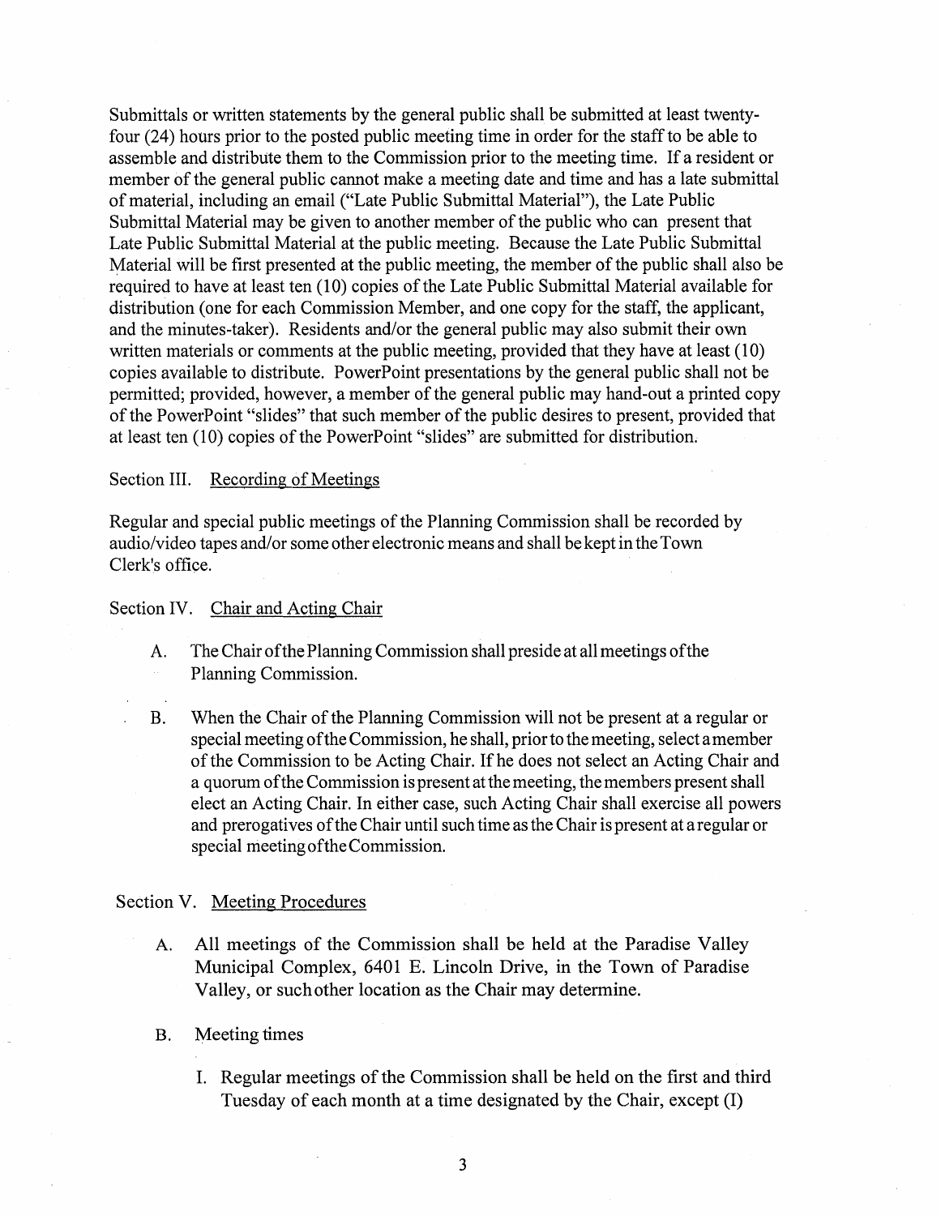Submittals or written statements by the general public shall be submitted at least twenty-four (24) hours prior to the posted public meeting time in order for the staff to be able to assemble and distribute them to the Commission prior to the meeting time. If a resident or member of the general public cannot make a meeting date and time and has a late submittal of material, including an email ("Late Public Submittal Material"), the Late Public Submittal Material may be given to another member of the public who can present that Late Public Submittal Material at the public meeting. Because the Late Public Submittal Material will be first presented at the public meeting, the member of the public shall also be required to have at least ten (10) copies of the Late Public Submittal Material available for distribution (one for each Commission Member, and one copy for the staff, the applicant, and the minutes-taker). Residents and/or the general public may also submit their own written materials or comments at the public meeting, provided that they have at least (10) copies available to distribute. PowerPoint presentations by the general public shall not be permitted; provided, however, a member of the general public may hand-out a printed copy of the PowerPoint "slides" that such member of the public desires to present, provided that at least ten (10) copies of the PowerPoint "slides" are submitted for distribution.

Section III. <u>Recording of Meetings</u>

Regular and special public meetings of the Planning Commission shall be recorded by audio/video tapes and/or some other electronic means and shall be kept in the Town Clerk's office.

Section IV. <u>Chair and Acting Chair</u>

A. The Chair of the Planning Commission shall preside at all meetings of the Planning Commission.

B. When the Chair of the Planning Commission will not be present at a regular or special meeting of the Commission, he shall, prior to the meeting, select a member of the Commission to be Acting Chair. If he does not select an Acting Chair and a quorum of the Commission is present at the meeting, the members present shall elect an Acting Chair. In either case, such Acting Chair shall exercise all powers and prerogatives of the Chair until such time as the Chair is present at a regular or special meeting of the Commission.

Section V. <u>Meeting Procedures</u>

A. All meetings of the Commission shall be held at the Paradise Valley Municipal Complex, 6401 E. Lincoln Drive, in the Town of Paradise Valley, or such other location as the Chair may determine.

B. Meeting times

I. Regular meetings of the Commission shall be held on the first and third Tuesday of each month at a time designated by the Chair, except (I)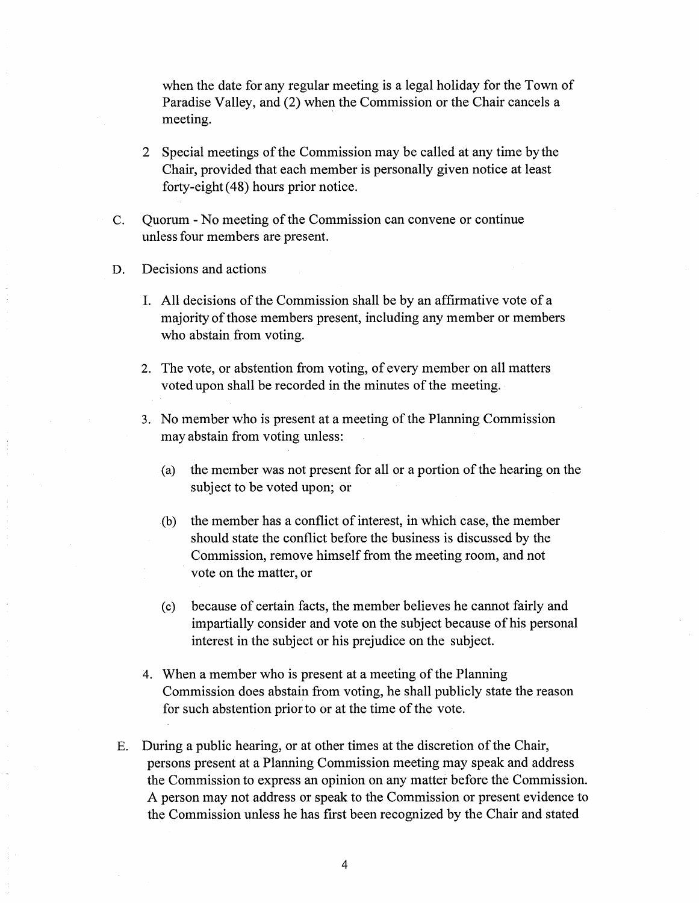when the date for any regular meeting is a legal holiday for the Town of Paradise Valley, and (2) when the Commission or the Chair cancels a meeting.

2 Special meetings of the Commission may be called at any time by the Chair, provided that each member is personally given notice at least forty-eight (48) hours prior notice.

C. Quorum - No meeting of the Commission can convene or continue unless four members are present.

D. Decisions and actions

1. All decisions of the Commission shall be by an affirmative vote of a majority of those members present, including any member or members who abstain from voting.

2. The vote, or abstention from voting, of every member on all matters voted upon shall be recorded in the minutes of the meeting.

3. No member who is present at a meeting of the Planning Commission may abstain from voting unless:

   (a) the member was not present for all or a portion of the hearing on the subject to be voted upon; or

   (b) the member has a conflict of interest, in which case, the member should state the conflict before the business is discussed by the Commission, remove himself from the meeting room, and not vote on the matter, or

   (c) because of certain facts, the member believes he cannot fairly and impartially consider and vote on the subject because of his personal interest in the subject or his prejudice on the subject.

4. When a member who is present at a meeting of the Planning Commission does abstain from voting, he shall publicly state the reason for such abstention prior to or at the time of the vote.

E. During a public hearing, or at other times at the discretion of the Chair, persons present at a Planning Commission meeting may speak and address the Commission to express an opinion on any matter before the Commission. A person may not address or speak to the Commission or present evidence to the Commission unless he has first been recognized by the Chair and stated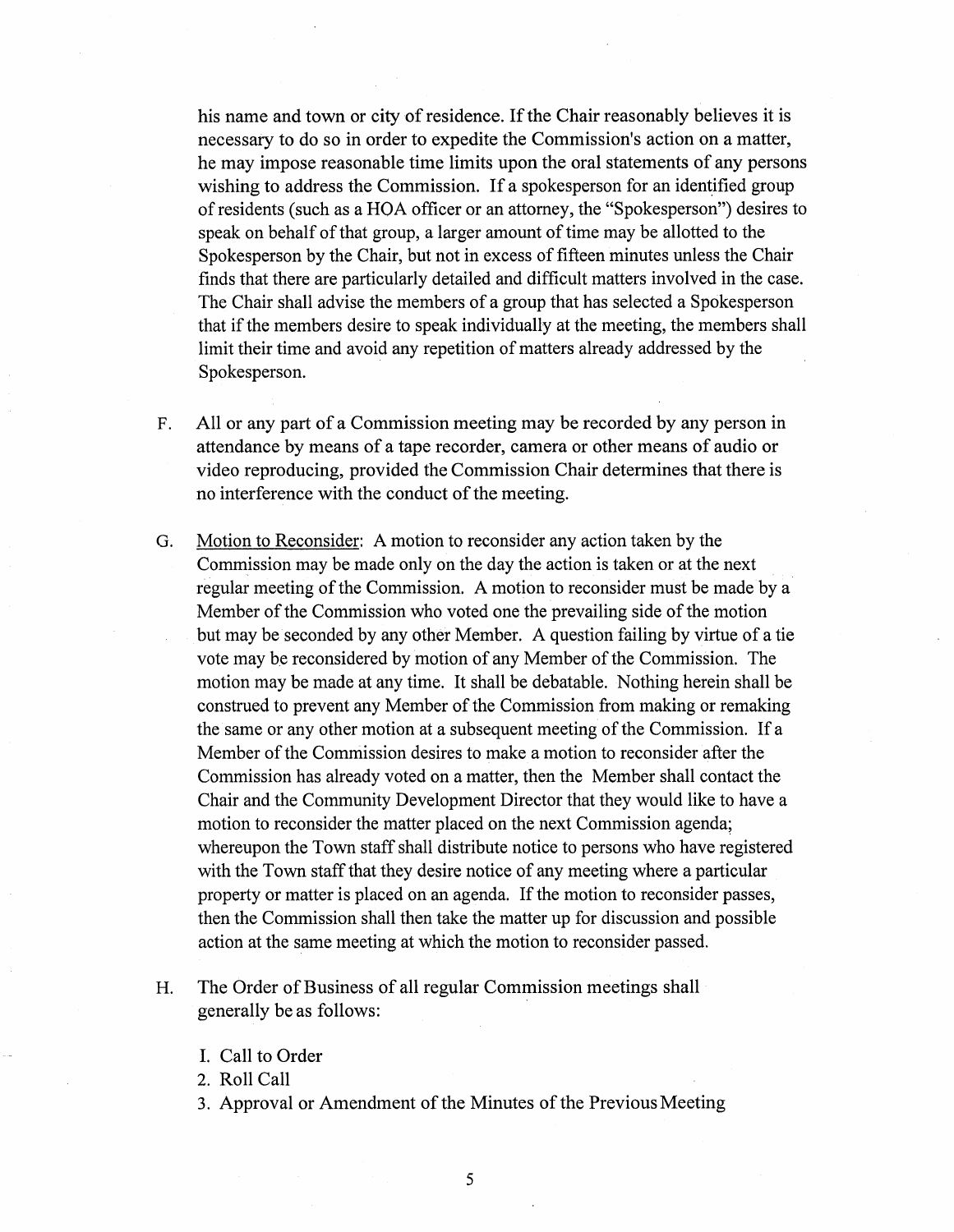his name and town or city of residence. If the Chair reasonably believes it is necessary to do so in order to expedite the Commission's action on a matter, he may impose reasonable time limits upon the oral statements of any persons wishing to address the Commission. If a spokesperson for an identified group of residents (such as a HOA officer or an attorney, the "Spokesperson") desires to speak on behalf of that group, a larger amount of time may be allotted to the Spokesperson by the Chair, but not in excess of fifteen minutes unless the Chair finds that there are particularly detailed and difficult matters involved in the case. The Chair shall advise the members of a group that has selected a Spokesperson that if the members desire to speak individually at the meeting, the members shall limit their time and avoid any repetition of matters already addressed by the Spokesperson.

F. All or any part of a Commission meeting may be recorded by any person in attendance by means of a tape recorder, camera or other means of audio or video reproducing, provided the Commission Chair determines that there is no interference with the conduct of the meeting.

G. Motion to Reconsider: A motion to reconsider any action taken by the Commission may be made only on the day the action is taken or at the next regular meeting of the Commission. A motion to reconsider must be made by a Member of the Commission who voted one the prevailing side of the motion but may be seconded by any other Member. A question failing by virtue of a tie vote may be reconsidered by motion of any Member of the Commission. The motion may be made at any time. It shall be debatable. Nothing herein shall be construed to prevent any Member of the Commission from making or remaking the same or any other motion at a subsequent meeting of the Commission. If a Member of the Commission desires to make a motion to reconsider after the Commission has already voted on a matter, then the Member shall contact the Chair and the Community Development Director that they would like to have a motion to reconsider the matter placed on the next Commission agenda; whereupon the Town staff shall distribute notice to persons who have registered with the Town staff that they desire notice of any meeting where a particular property or matter is placed on an agenda. If the motion to reconsider passes, then the Commission shall then take the matter up for discussion and possible action at the same meeting at which the motion to reconsider passed.

H. The Order of Business of all regular Commission meetings shall generally be as follows:

1. Call to Order
2. Roll Call
3. Approval or Amendment of the Minutes of the Previous Meeting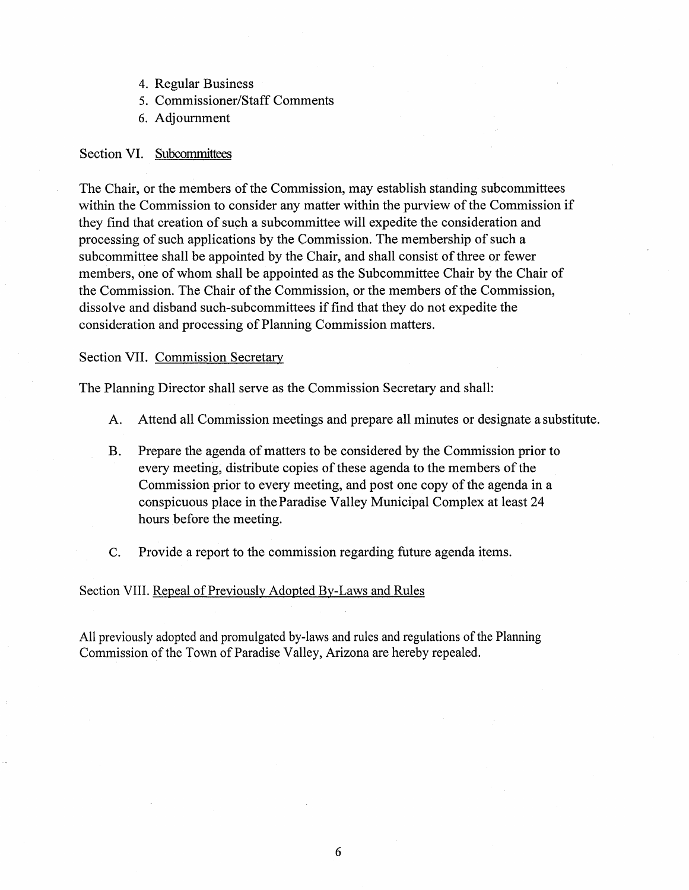4. Regular Business
5. Commissioner/Staff Comments
6. Adjournment

Section VI. Subcommittees

The Chair, or the members of the Commission, may establish standing subcommittees within the Commission to consider any matter within the purview of the Commission if they find that creation of such a subcommittee will expedite the consideration and processing of such applications by the Commission. The membership of such a subcommittee shall be appointed by the Chair, and shall consist of three or fewer members, one of whom shall be appointed as the Subcommittee Chair by the Chair of the Commission. The Chair of the Commission, or the members of the Commission, dissolve and disband such-subcommittees if find that they do not expedite the consideration and processing of Planning Commission matters.

Section VII. Commission Secretary

The Planning Director shall serve as the Commission Secretary and shall:

A. Attend all Commission meetings and prepare all minutes or designate a substitute.

B. Prepare the agenda of matters to be considered by the Commission prior to every meeting, distribute copies of these agenda to the members of the Commission prior to every meeting, and post one copy of the agenda in a conspicuous place in the Paradise Valley Municipal Complex at least 24 hours before the meeting.

C. Provide a report to the commission regarding future agenda items.

Section VIII. Repeal of Previously Adopted By-Laws and Rules

All previously adopted and promulgated by-laws and rules and regulations of the Planning Commission of the Town of Paradise Valley, Arizona are hereby repealed.